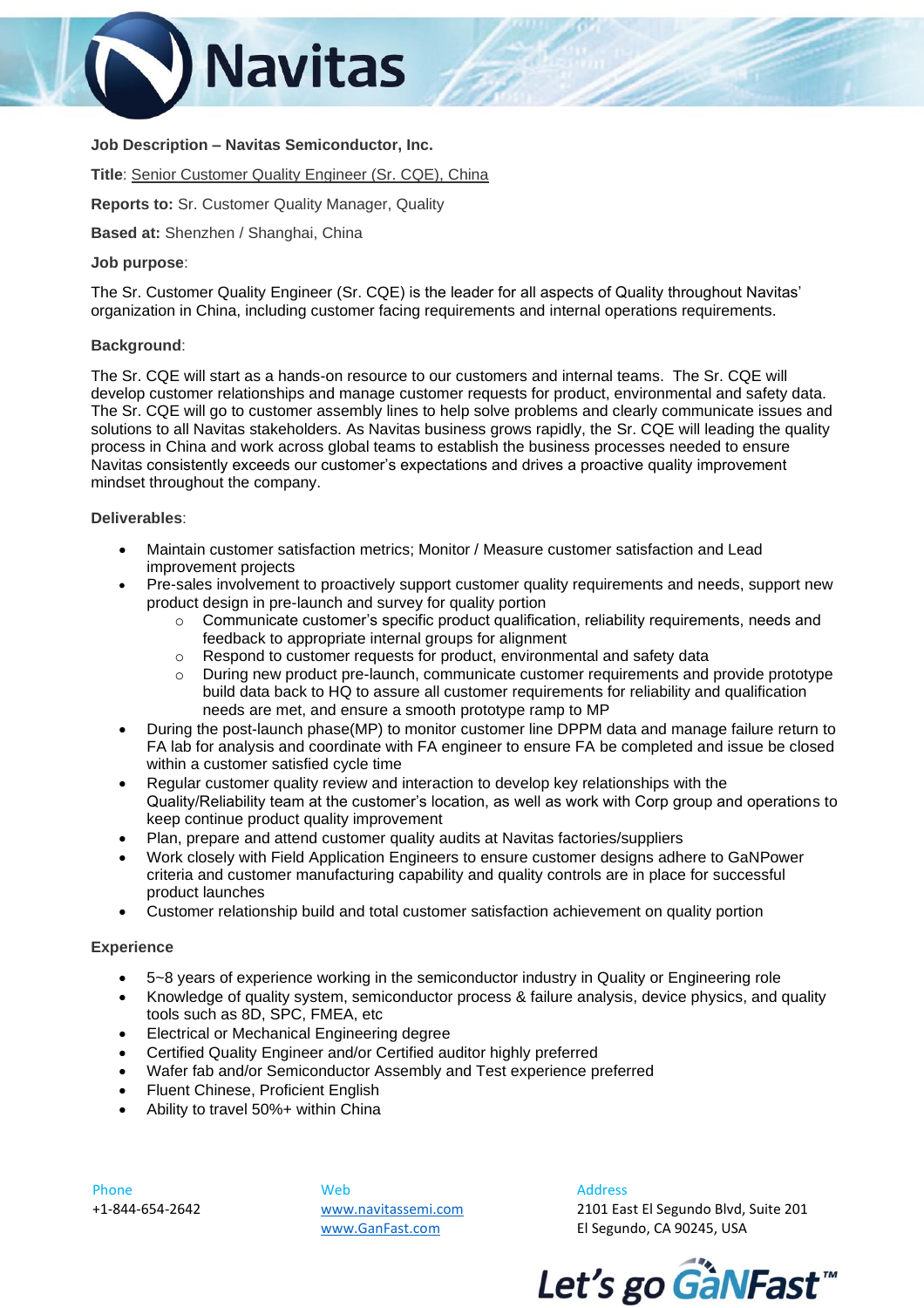Navitas

**Job Description – Navitas Semiconductor, Inc.**

**Title**: Senior Customer Quality Engineer (Sr. CQE), China

**Reports to:** Sr. Customer Quality Manager, Quality

**Based at:** Shenzhen / Shanghai, China

**Job purpose**:

The Sr. Customer Quality Engineer (Sr. CQE) is the leader for all aspects of Quality throughout Navitas' organization in China, including customer facing requirements and internal operations requirements.

**Background**:

The Sr. CQE will start as a hands-on resource to our customers and internal teams. The Sr. CQE will develop customer relationships and manage customer requests for product, environmental and safety data. The Sr. CQE will go to customer assembly lines to help solve problems and clearly communicate issues and solutions to all Navitas stakeholders. As Navitas business grows rapidly, the Sr. CQE will leading the quality process in China and work across global teams to establish the business processes needed to ensure Navitas consistently exceeds our customer's expectations and drives a proactive quality improvement mindset throughout the company.

**Deliverables**:

- Maintain customer satisfaction metrics; Monitor / Measure customer satisfaction and Lead improvement projects
- Pre-sales involvement to proactively support customer quality requirements and needs, support new product design in pre-launch and survey for quality portion
    - Communicate customer's specific product qualification, reliability requirements, needs and feedback to appropriate internal groups for alignment
    - Respond to customer requests for product, environmental and safety data
    - During new product pre-launch, communicate customer requirements and provide prototype build data back to HQ to assure all customer requirements for reliability and qualification needs are met, and ensure a smooth prototype ramp to MP
- During the post-launch phase(MP) to monitor customer line DPPM data and manage failure return to FA lab for analysis and coordinate with FA engineer to ensure FA be completed and issue be closed within a customer satisfied cycle time
- Regular customer quality review and interaction to develop key relationships with the Quality/Reliability team at the customer's location, as well as work with Corp group and operations to keep continue product quality improvement
- Plan, prepare and attend customer quality audits at Navitas factories/suppliers
- Work closely with Field Application Engineers to ensure customer designs adhere to GaNPower criteria and customer manufacturing capability and quality controls are in place for successful product launches
- Customer relationship build and total customer satisfaction achievement on quality portion

**Experience**

- 5~8 years of experience working in the semiconductor industry in Quality or Engineering role
- Knowledge of quality system, semiconductor process & failure analysis, device physics, and quality tools such as 8D, SPC, FMEA, etc
- Electrical or Mechanical Engineering degree
- Certified Quality Engineer and/or Certified auditor highly preferred
- Wafer fab and/or Semiconductor Assembly and Test experience preferred
- Fluent Chinese, Proficient English
- Ability to travel 50%+ within China

Phone
+1-844-654-2642

Web
www.navitassemi.com
www.GanFast.com

Address
2101 East El Segundo Blvd, Suite 201
El Segundo, CA 90245, USA

Let's go GaNFast™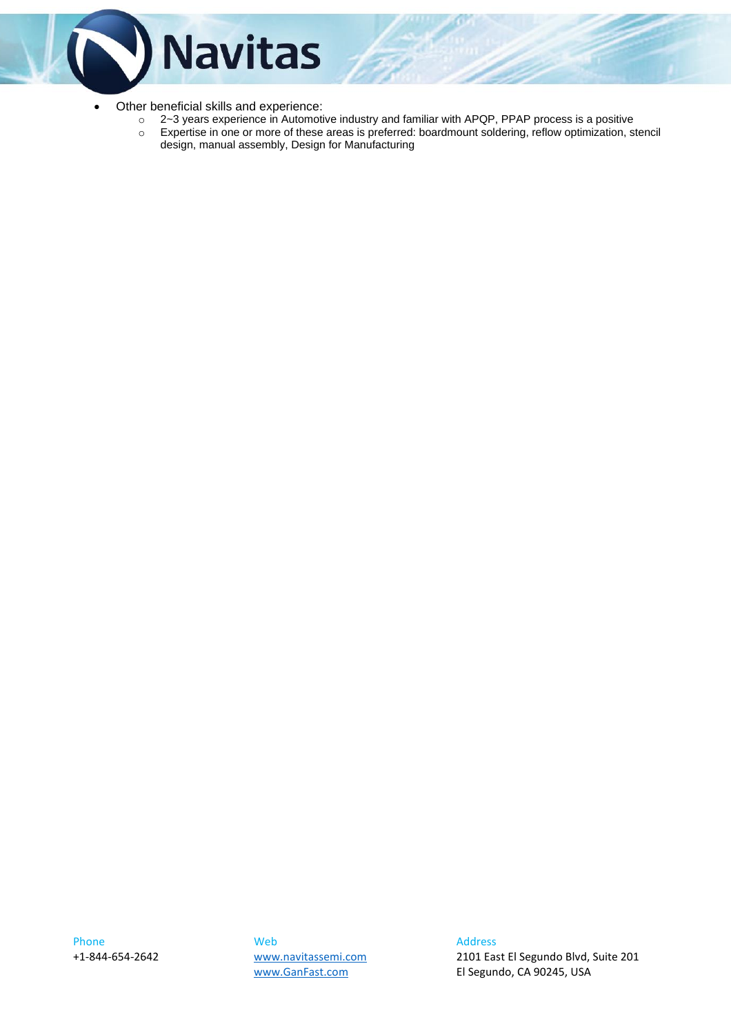- Other beneficial skills and experience:
    - 2~3 years experience in Automotive industry and familiar with APQP, PPAP process is a positive
    - Expertise in one or more of these areas is preferred: boardmount soldering, reflow optimization, stencil design, manual assembly, Design for Manufacturing